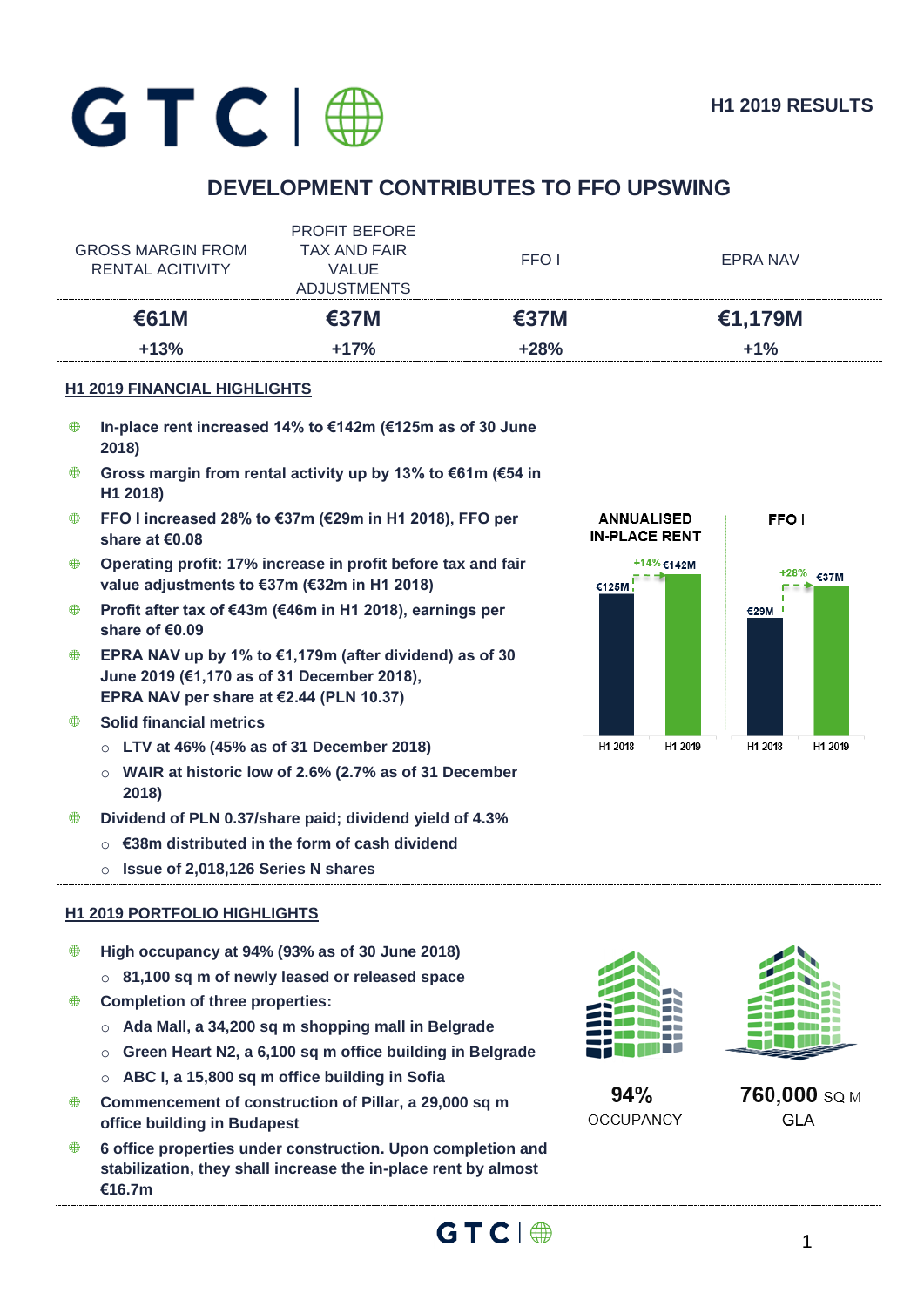# GTC

**H1 2019 RESULTS**

## DEVELOPMENT CONTRIBUTES TO FFO UPSWING

| GROSS MARGIN FROM RENTAL ACITIVITY | PROFIT BEFORE TAX AND FAIR VALUE ADJUSTMENTS | FFO I | EPRA NAV |
|---|---|---|---|
| **€61M** | **€37M** | **€37M** | **€1,179M** |
| **+13%** | **+17%** | **+28%** | **+1%** |

### H1 2019 FINANCIAL HIGHLIGHTS

- **In-place rent increased 14% to €142m (€125m as of 30 June 2018)**
- **Gross margin from rental activity up by 13% to €61m (€54 in H1 2018)**
- **FFO I increased 28% to €37m (€29m in H1 2018), FFO per share at €0.08**
- **Operating profit: 17% increase in profit before tax and fair value adjustments to €37m (€32m in H1 2018)**
- **Profit after tax of €43m (€46m in H1 2018), earnings per share of €0.09**
- **EPRA NAV up by 1% to €1,179m (after dividend) as of 30 June 2019 (€1,170 as of 31 December 2018), EPRA NAV per share at €2.44 (PLN 10.37)**
- **Solid financial metrics**
  - **LTV at 46% (45% as of 31 December 2018)**
  - **WAIR at historic low of 2.6% (2.7% as of 31 December 2018)**
- **Dividend of PLN 0.37/share paid; dividend yield of 4.3%**
  - **€38m distributed in the form of cash dividend**
  - **Issue of 2,018,126 Series N shares**

**ANNUALISED IN-PLACE RENT**

| | H1 2018 | H1 2019 |
|---|---|---|
| Annualised in-place rent | €125M | €142M (+14%) |

**FFO I**

| | H1 2018 | H1 2019 |
|---|---|---|
| FFO I | €29M | €37M (+28%) |

### H1 2019 PORTFOLIO HIGHLIGHTS

- **High occupancy at 94% (93% as of 30 June 2018)**
  - **81,100 sq m of newly leased or released space**
- **Completion of three properties:**
  - **Ada Mall, a 34,200 sq m shopping mall in Belgrade**
  - **Green Heart N2, a 6,100 sq m office building in Belgrade**
  - **ABC I, a 15,800 sq m office building in Sofia**
- **Commencement of construction of Pillar, a 29,000 sq m office building in Budapest**
- **6 office properties under construction. Upon completion and stabilization, they shall increase the in-place rent by almost €16.7m**

**94%** OCCUPANCY

**760,000** SQ M GLA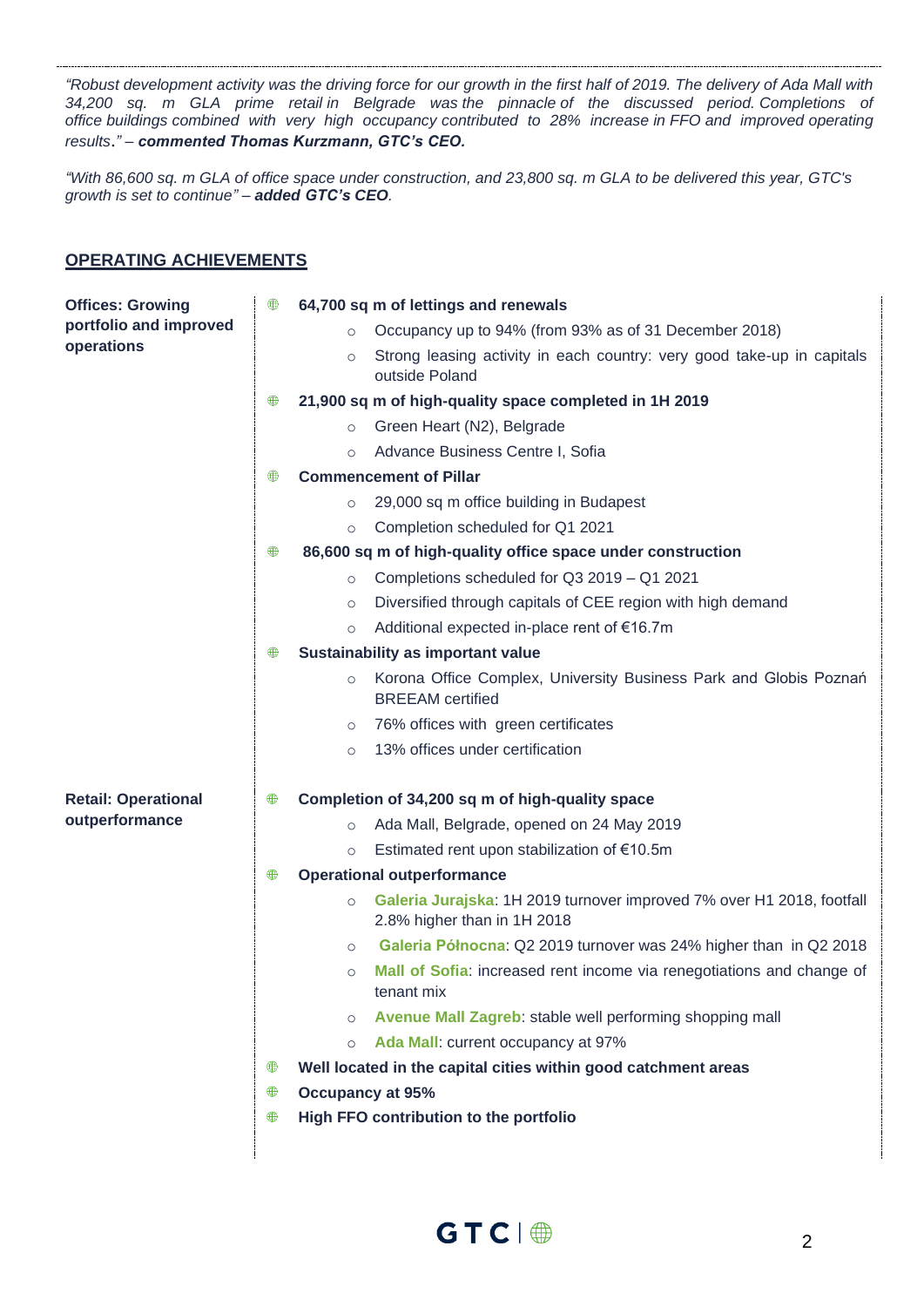*"Robust development activity was the driving force for our growth in the first half of 2019. The delivery of Ada Mall with 34,200 sq. m GLA prime retail in Belgrade was the pinnacle of the discussed period. Completions of office buildings combined with very high occupancy contributed to 28% increase in FFO and improved operating results." – **commented Thomas Kurzmann, GTC's CEO.***

*"With 86,600 sq. m GLA of office space under construction, and 23,800 sq. m GLA to be delivered this year, GTC's growth is set to continue" – **added GTC's CEO**.*

## OPERATING ACHIEVEMENTS

**Offices: Growing portfolio and improved operations**

- **64,700 sq m of lettings and renewals**
  - Occupancy up to 94% (from 93% as of 31 December 2018)
  - Strong leasing activity in each country: very good take-up in capitals outside Poland
- **21,900 sq m of high-quality space completed in 1H 2019**
  - Green Heart (N2), Belgrade
  - Advance Business Centre I, Sofia
- **Commencement of Pillar**
  - 29,000 sq m office building in Budapest
  - Completion scheduled for Q1 2021
- **86,600 sq m of high-quality office space under construction**
  - Completions scheduled for Q3 2019 – Q1 2021
  - Diversified through capitals of CEE region with high demand
  - Additional expected in-place rent of €16.7m
- **Sustainability as important value**
  - Korona Office Complex, University Business Park and Globis Poznań BREEAM certified
  - 76% offices with green certificates
  - 13% offices under certification

**Retail: Operational outperformance**

- **Completion of 34,200 sq m of high-quality space**
  - Ada Mall, Belgrade, opened on 24 May 2019
  - Estimated rent upon stabilization of €10.5m
- **Operational outperformance**
  - **Galeria Jurajska**: 1H 2019 turnover improved 7% over H1 2018, footfall 2.8% higher than in 1H 2018
  - **Galeria Północna**: Q2 2019 turnover was 24% higher than in Q2 2018
  - **Mall of Sofia**: increased rent income via renegotiations and change of tenant mix
  - **Avenue Mall Zagreb**: stable well performing shopping mall
  - **Ada Mall**: current occupancy at 97%
- **Well located in the capital cities within good catchment areas**
- **Occupancy at 95%**
- **High FFO contribution to the portfolio**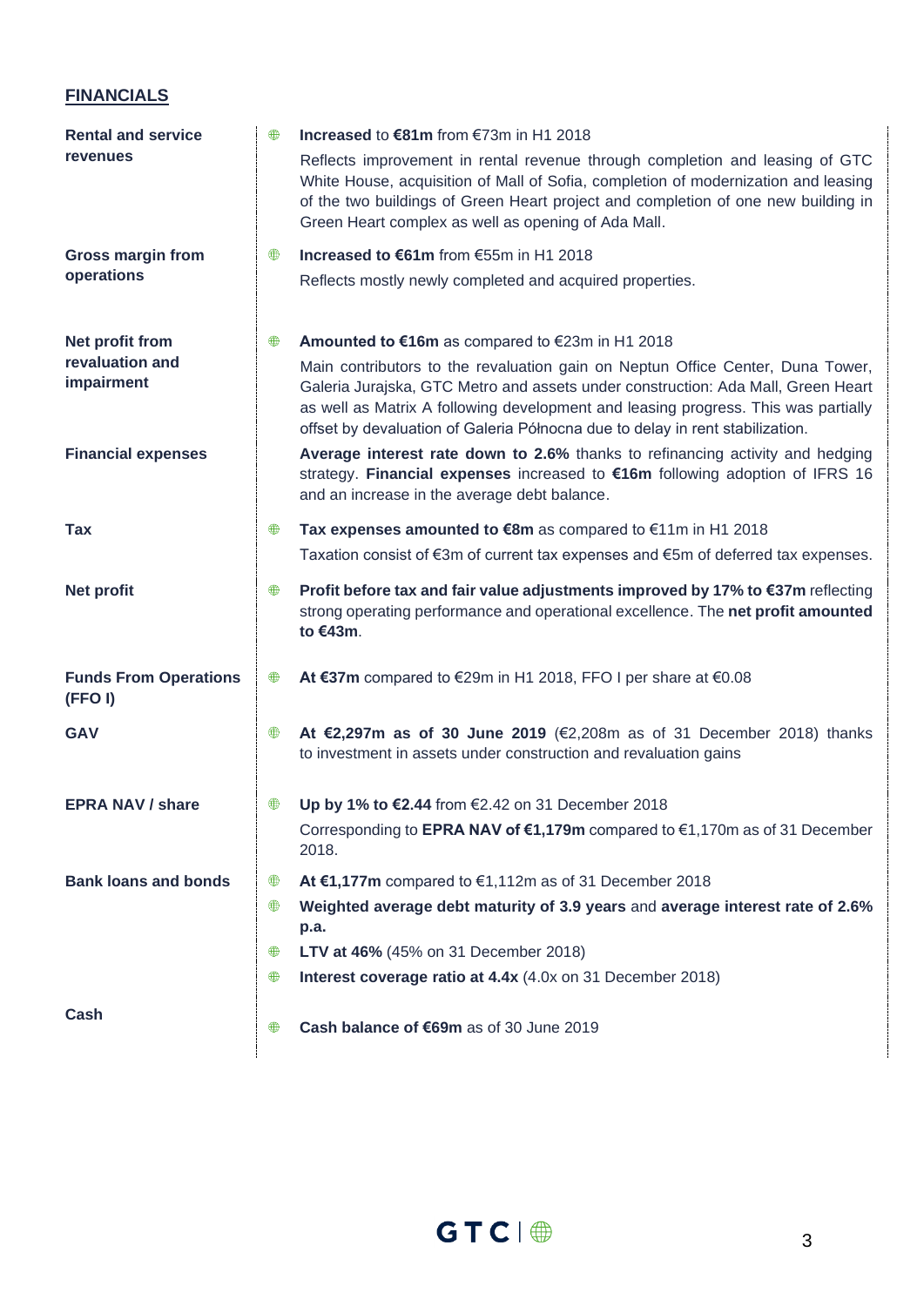## FINANCIALS

| | |
|---|---|
| **Rental and service revenues** | **Increased** to **€81m** from €73m in H1 2018<br><br>Reflects improvement in rental revenue through completion and leasing of GTC White House, acquisition of Mall of Sofia, completion of modernization and leasing of the two buildings of Green Heart project and completion of one new building in Green Heart complex as well as opening of Ada Mall. |
| **Gross margin from operations** | **Increased to €61m** from €55m in H1 2018<br><br>Reflects mostly newly completed and acquired properties. |
| **Net profit from revaluation and impairment** | **Amounted to €16m** as compared to €23m in H1 2018<br><br>Main contributors to the revaluation gain on Neptun Office Center, Duna Tower, Galeria Jurajska, GTC Metro and assets under construction: Ada Mall, Green Heart as well as Matrix A following development and leasing progress. This was partially offset by devaluation of Galeria Północna due to delay in rent stabilization. |
| **Financial expenses** | **Average interest rate down to 2.6%** thanks to refinancing activity and hedging strategy. **Financial expenses** increased to **€16m** following adoption of IFRS 16 and an increase in the average debt balance. |
| **Tax** | **Tax expenses amounted to €8m** as compared to €11m in H1 2018<br><br>Taxation consist of €3m of current tax expenses and €5m of deferred tax expenses. |
| **Net profit** | **Profit before tax and fair value adjustments improved by 17% to €37m** reflecting strong operating performance and operational excellence. The **net profit amounted to €43m**. |
| **Funds From Operations (FFO I)** | **At €37m** compared to €29m in H1 2018, FFO I per share at €0.08 |
| **GAV** | **At €2,297m as of 30 June 2019** (€2,208m as of 31 December 2018) thanks to investment in assets under construction and revaluation gains |
| **EPRA NAV / share** | **Up by 1% to €2.44** from €2.42 on 31 December 2018<br><br>Corresponding to **EPRA NAV of €1,179m** compared to €1,170m as of 31 December 2018. |
| **Bank loans and bonds** | **At €1,177m** compared to €1,112m as of 31 December 2018<br><br>**Weighted average debt maturity of 3.9 years** and **average interest rate of 2.6% p.a.**<br><br>**LTV at 46%** (45% on 31 December 2018)<br><br>**Interest coverage ratio at 4.4x** (4.0x on 31 December 2018) |
| **Cash** | **Cash balance of €69m** as of 30 June 2019 |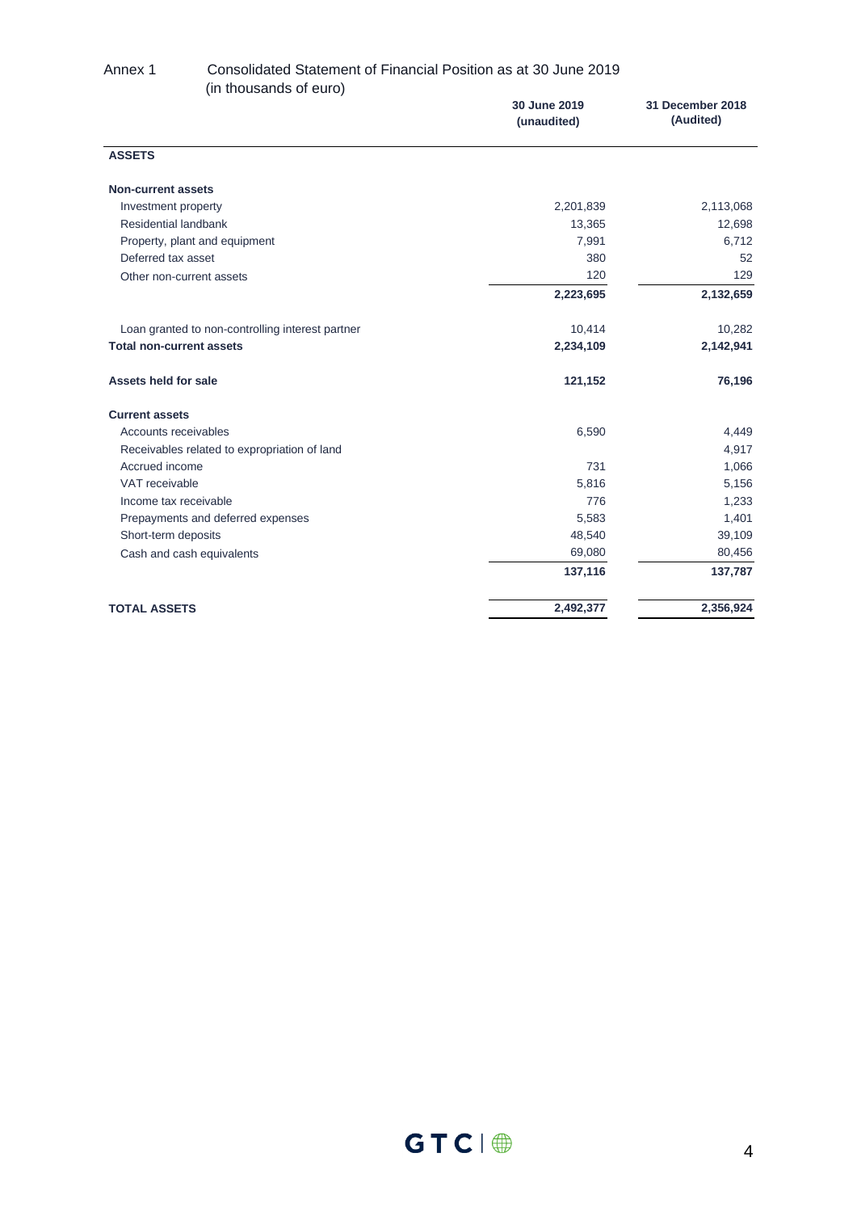Annex 1 Consolidated Statement of Financial Position as at 30 June 2019
(in thousands of euro)

| | 30 June 2019 (unaudited) | 31 December 2018 (Audited) |
|---|---|---|
| **ASSETS** | | |
| **Non-current assets** | | |
| Investment property | 2,201,839 | 2,113,068 |
| Residential landbank | 13,365 | 12,698 |
| Property, plant and equipment | 7,991 | 6,712 |
| Deferred tax asset | 380 | 52 |
| Other non-current assets | 120 | 129 |
| | **2,223,695** | **2,132,659** |
| Loan granted to non-controlling interest partner | 10,414 | 10,282 |
| **Total non-current assets** | **2,234,109** | **2,142,941** |
| **Assets held for sale** | **121,152** | **76,196** |
| **Current assets** | | |
| Accounts receivables | 6,590 | 4,449 |
| Receivables related to expropriation of land | | 4,917 |
| Accrued income | 731 | 1,066 |
| VAT receivable | 5,816 | 5,156 |
| Income tax receivable | 776 | 1,233 |
| Prepayments and deferred expenses | 5,583 | 1,401 |
| Short-term deposits | 48,540 | 39,109 |
| Cash and cash equivalents | 69,080 | 80,456 |
| | **137,116** | **137,787** |
| **TOTAL ASSETS** | **2,492,377** | **2,356,924** |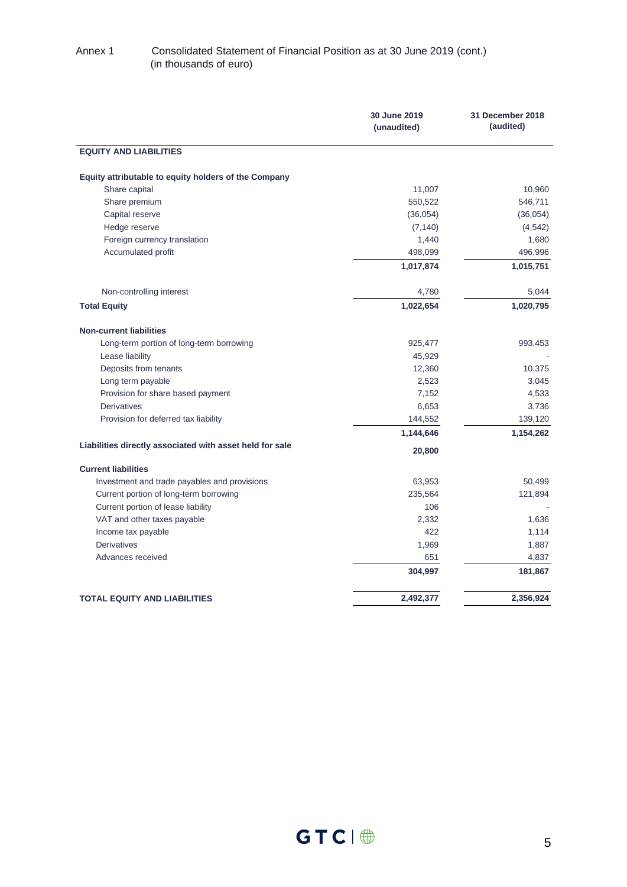Annex 1 Consolidated Statement of Financial Position as at 30 June 2019 (cont.)
(in thousands of euro)

| | 30 June 2019 (unaudited) | 31 December 2018 (audited) |
|---|---|---|
| **EQUITY AND LIABILITIES** | | |
| **Equity attributable to equity holders of the Company** | | |
| Share capital | 11,007 | 10,960 |
| Share premium | 550,522 | 546,711 |
| Capital reserve | (36,054) | (36,054) |
| Hedge reserve | (7,140) | (4,542) |
| Foreign currency translation | 1,440 | 1,680 |
| Accumulated profit | 498,099 | 496,996 |
| | **1,017,874** | **1,015,751** |
| Non-controlling interest | 4,780 | 5,044 |
| **Total Equity** | **1,022,654** | **1,020,795** |
| **Non-current liabilities** | | |
| Long-term portion of long-term borrowing | 925,477 | 993,453 |
| Lease liability | 45,929 | - |
| Deposits from tenants | 12,360 | 10,375 |
| Long term payable | 2,523 | 3,045 |
| Provision for share based payment | 7,152 | 4,533 |
| Derivatives | 6,653 | 3,736 |
| Provision for deferred tax liability | 144,552 | 139,120 |
| | **1,144,646** | **1,154,262** |
| **Liabilities directly associated with asset held for sale** | **20,800** | |
| **Current liabilities** | | |
| Investment and trade payables and provisions | 63,953 | 50,499 |
| Current portion of long-term borrowing | 235,564 | 121,894 |
| Current portion of lease liability | 106 | - |
| VAT and other taxes payable | 2,332 | 1,636 |
| Income tax payable | 422 | 1,114 |
| Derivatives | 1,969 | 1,887 |
| Advances received | 651 | 4,837 |
| | **304,997** | **181,867** |
| **TOTAL EQUITY AND LIABILITIES** | **2,492,377** | **2,356,924** |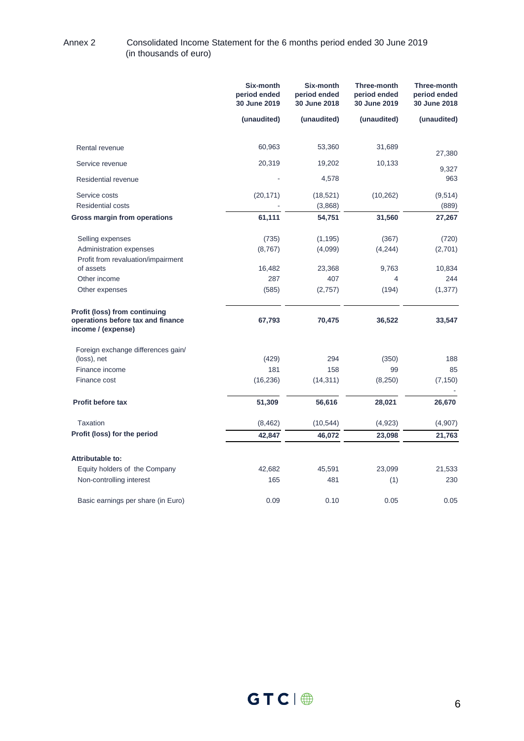Annex 2 Consolidated Income Statement for the 6 months period ended 30 June 2019
(in thousands of euro)

| | Six-month period ended 30 June 2019 | Six-month period ended 30 June 2018 | Three-month period ended 30 June 2019 | Three-month period ended 30 June 2018 |
|---|---|---|---|---|
| | (unaudited) | (unaudited) | (unaudited) | (unaudited) |
| Rental revenue | 60,963 | 53,360 | 31,689 | 27,380 |
| Service revenue | 20,319 | 19,202 | 10,133 | 9,327 |
| Residential revenue | - | 4,578 | | 963 |
| Service costs | (20,171) | (18,521) | (10,262) | (9,514) |
| Residential costs | - | (3,868) | | (889) |
| **Gross margin from operations** | **61,111** | **54,751** | **31,560** | **27,267** |
| Selling expenses | (735) | (1,195) | (367) | (720) |
| Administration expenses | (8,767) | (4,099) | (4,244) | (2,701) |
| Profit from revaluation/impairment of assets | 16,482 | 23,368 | 9,763 | 10,834 |
| Other income | 287 | 407 | 4 | 244 |
| Other expenses | (585) | (2,757) | (194) | (1,377) |
| **Profit (loss) from continuing operations before tax and finance income / (expense)** | **67,793** | **70,475** | **36,522** | **33,547** |
| Foreign exchange differences gain/ (loss), net | (429) | 294 | (350) | 188 |
| Finance income | 181 | 158 | 99 | 85 |
| Finance cost | (16,236) | (14,311) | (8,250) | (7,150) |
| **Profit before tax** | **51,309** | **56,616** | **28,021** | **26,670** |
| Taxation | (8,462) | (10,544) | (4,923) | (4,907) |
| **Profit (loss) for the period** | **42,847** | **46,072** | **23,098** | **21,763** |
| **Attributable to:** | | | | |
| Equity holders of the Company | 42,682 | 45,591 | 23,099 | 21,533 |
| Non-controlling interest | 165 | 481 | (1) | 230 |
| Basic earnings per share (in Euro) | 0.09 | 0.10 | 0.05 | 0.05 |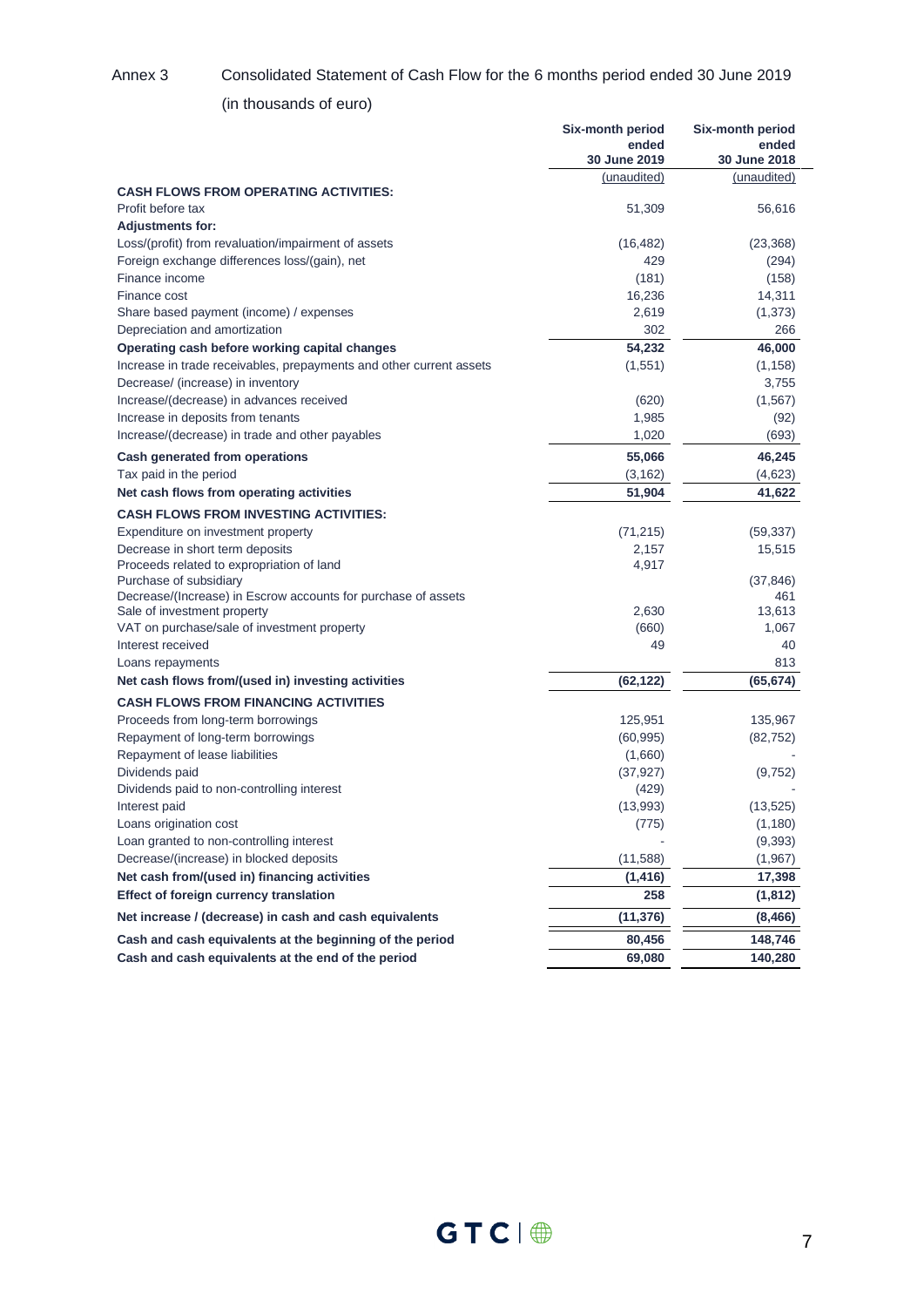Annex 3 Consolidated Statement of Cash Flow for the 6 months period ended 30 June 2019

(in thousands of euro)

| | Six-month period ended 30 June 2019 | Six-month period ended 30 June 2018 |
|---|---|---|
| | (unaudited) | (unaudited) |
| **CASH FLOWS FROM OPERATING ACTIVITIES:** | | |
| Profit before tax | 51,309 | 56,616 |
| **Adjustments for:** | | |
| Loss/(profit) from revaluation/impairment of assets | (16,482) | (23,368) |
| Foreign exchange differences loss/(gain), net | 429 | (294) |
| Finance income | (181) | (158) |
| Finance cost | 16,236 | 14,311 |
| Share based payment (income) / expenses | 2,619 | (1,373) |
| Depreciation and amortization | 302 | 266 |
| **Operating cash before working capital changes** | **54,232** | **46,000** |
| Increase in trade receivables, prepayments and other current assets | (1,551) | (1,158) |
| Decrease/ (increase) in inventory | | 3,755 |
| Increase/(decrease) in advances received | (620) | (1,567) |
| Increase in deposits from tenants | 1,985 | (92) |
| Increase/(decrease) in trade and other payables | 1,020 | (693) |
| **Cash generated from operations** | **55,066** | **46,245** |
| Tax paid in the period | (3,162) | (4,623) |
| **Net cash flows from operating activities** | **51,904** | **41,622** |
| **CASH FLOWS FROM INVESTING ACTIVITIES:** | | |
| Expenditure on investment property | (71,215) | (59,337) |
| Decrease in short term deposits | 2,157 | 15,515 |
| Proceeds related to expropriation of land | 4,917 | |
| Purchase of subsidiary | | (37,846) |
| Decrease/(Increase) in Escrow accounts for purchase of assets | | 461 |
| Sale of investment property | 2,630 | 13,613 |
| VAT on purchase/sale of investment property | (660) | 1,067 |
| Interest received | 49 | 40 |
| Loans repayments | | 813 |
| **Net cash flows from/(used in) investing activities** | **(62,122)** | **(65,674)** |
| **CASH FLOWS FROM FINANCING ACTIVITIES** | | |
| Proceeds from long-term borrowings | 125,951 | 135,967 |
| Repayment of long-term borrowings | (60,995) | (82,752) |
| Repayment of lease liabilities | (1,660) | - |
| Dividends paid | (37,927) | (9,752) |
| Dividends paid to non-controlling interest | (429) | - |
| Interest paid | (13,993) | (13,525) |
| Loans origination cost | (775) | (1,180) |
| Loan granted to non-controlling interest | - | (9,393) |
| Decrease/(increase) in blocked deposits | (11,588) | (1,967) |
| **Net cash from/(used in) financing activities** | **(1,416)** | **17,398** |
| **Effect of foreign currency translation** | **258** | **(1,812)** |
| **Net increase / (decrease) in cash and cash equivalents** | **(11,376)** | **(8,466)** |
| **Cash and cash equivalents at the beginning of the period** | **80,456** | **148,746** |
| **Cash and cash equivalents at the end of the period** | **69,080** | **140,280** |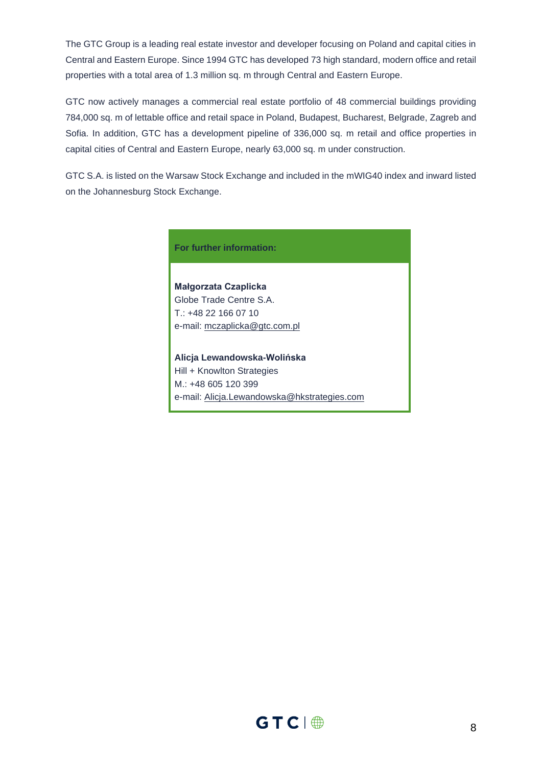The GTC Group is a leading real estate investor and developer focusing on Poland and capital cities in Central and Eastern Europe. Since 1994 GTC has developed 73 high standard, modern office and retail properties with a total area of 1.3 million sq. m through Central and Eastern Europe.

GTC now actively manages a commercial real estate portfolio of 48 commercial buildings providing 784,000 sq. m of lettable office and retail space in Poland, Budapest, Bucharest, Belgrade, Zagreb and Sofia. In addition, GTC has a development pipeline of 336,000 sq. m retail and office properties in capital cities of Central and Eastern Europe, nearly 63,000 sq. m under construction.

GTC S.A. is listed on the Warsaw Stock Exchange and included in the mWIG40 index and inward listed on the Johannesburg Stock Exchange.

**For further information:**

**Małgorzata Czaplicka**
Globe Trade Centre S.A.
T.: +48 22 166 07 10
e-mail: mczaplicka@gtc.com.pl

**Alicja Lewandowska-Wolińska**
Hill + Knowlton Strategies
M.: +48 605 120 399
e-mail: Alicja.Lewandowska@hkstrategies.com